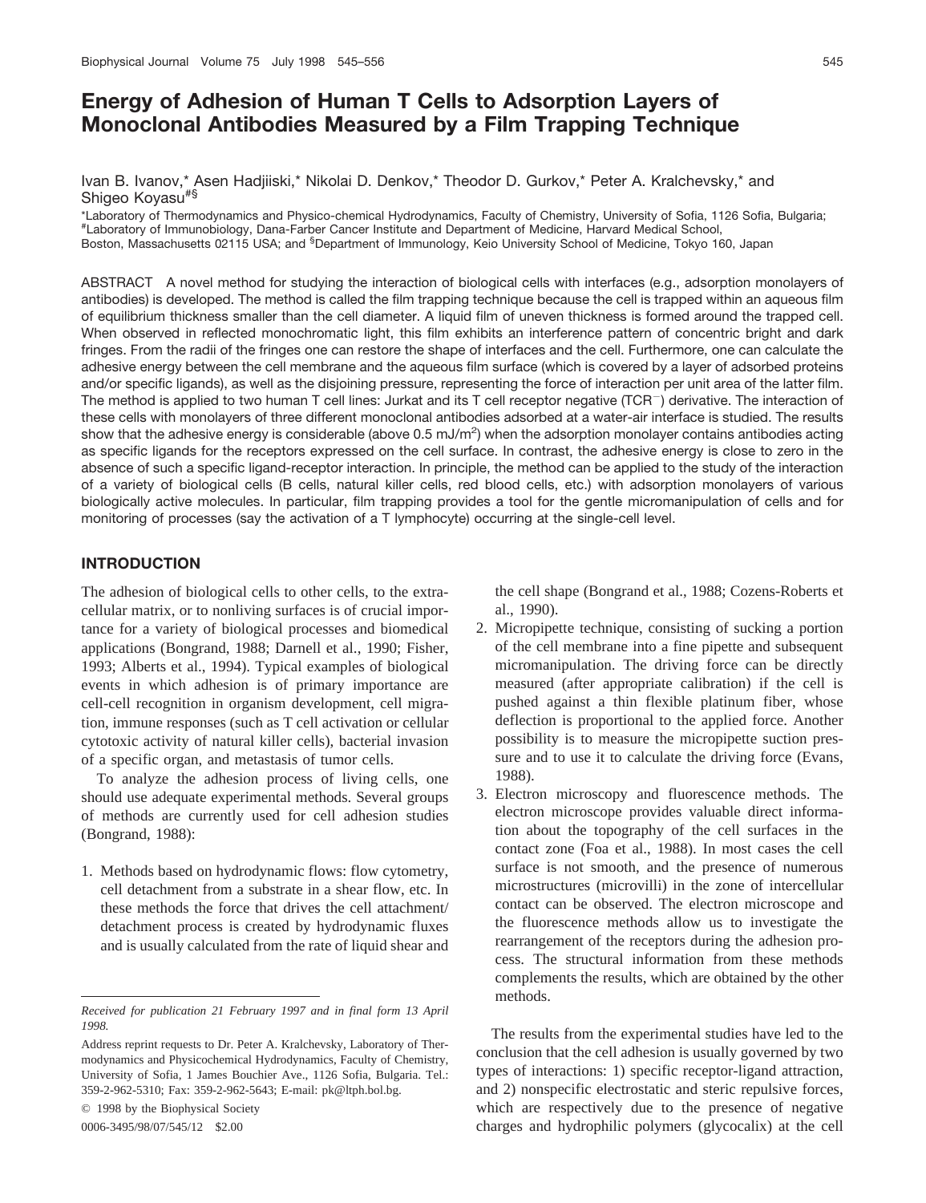# Energy of Adhesion of Human T Cells to Adsorption Layers of Monoclonal Antibodies Measured by a Film Trapping Technique

Ivan B. Ivanov,* Asen Hadjiiski,* Nikolai D. Denkov,* Theodor D. Gurkov,* Peter A. Kralchevsky,* and Shigeo Koyasu[#§]

*Laboratory of Thermodynamics and Physico-chemical Hydrodynamics, Faculty of Chemistry, University of Sofia, 1126 Sofia, Bulgaria; [#]Laboratory of Immunobiology, Dana-Farber Cancer Institute and Department of Medicine, Harvard Medical School, Boston, Massachusetts 02115 USA; and [§]Department of Immunology, Keio University School of Medicine, Tokyo 160, Japan

ABSTRACT A novel method for studying the interaction of biological cells with interfaces (e.g., adsorption monolayers of antibodies) is developed. The method is called the film trapping technique because the cell is trapped within an aqueous film of equilibrium thickness smaller than the cell diameter. A liquid film of uneven thickness is formed around the trapped cell. When observed in reflected monochromatic light, this film exhibits an interference pattern of concentric bright and dark fringes. From the radii of the fringes one can restore the shape of interfaces and the cell. Furthermore, one can calculate the adhesive energy between the cell membrane and the aqueous film surface (which is covered by a layer of adsorbed proteins and/or specific ligands), as well as the disjoining pressure, representing the force of interaction per unit area of the latter film. The method is applied to two human T cell lines: Jurkat and its T cell receptor negative ($TCR^-$) derivative. The interaction of these cells with monolayers of three different monoclonal antibodies adsorbed at a water-air interface is studied. The results show that the adhesive energy is considerable (above 0.5 $mJ/m^2$) when the adsorption monolayer contains antibodies acting as specific ligands for the receptors expressed on the cell surface. In contrast, the adhesive energy is close to zero in the absence of such a specific ligand-receptor interaction. In principle, the method can be applied to the study of the interaction of a variety of biological cells (B cells, natural killer cells, red blood cells, etc.) with adsorption monolayers of various biologically active molecules. In particular, film trapping provides a tool for the gentle micromanipulation of cells and for monitoring of processes (say the activation of a T lymphocyte) occurring at the single-cell level.

## INTRODUCTION

The adhesion of biological cells to other cells, to the extracellular matrix, or to nonliving surfaces is of crucial importance for a variety of biological processes and biomedical applications (Bongrand, 1988; Darnell et al., 1990; Fisher, 1993; Alberts et al., 1994). Typical examples of biological events in which adhesion is of primary importance are cell-cell recognition in organism development, cell migration, immune responses (such as T cell activation or cellular cytotoxic activity of natural killer cells), bacterial invasion of a specific organ, and metastasis of tumor cells.

To analyze the adhesion process of living cells, one should use adequate experimental methods. Several groups of methods are currently used for cell adhesion studies (Bongrand, 1988):

1. Methods based on hydrodynamic flows: flow cytometry, cell detachment from a substrate in a shear flow, etc. In these methods the force that drives the cell attachment/detachment process is created by hydrodynamic fluxes and is usually calculated from the rate of liquid shear and the cell shape (Bongrand et al., 1988; Cozens-Roberts et al., 1990).
2. Micropipette technique, consisting of sucking a portion of the cell membrane into a fine pipette and subsequent micromanipulation. The driving force can be directly measured (after appropriate calibration) if the cell is pushed against a thin flexible platinum fiber, whose deflection is proportional to the applied force. Another possibility is to measure the micropipette suction pressure and to use it to calculate the driving force (Evans, 1988).
3. Electron microscopy and fluorescence methods. The electron microscope provides valuable direct information about the topography of the cell surfaces in the contact zone (Foa et al., 1988). In most cases the cell surface is not smooth, and the presence of numerous microstructures (microvilli) in the zone of intercellular contact can be observed. The electron microscope and the fluorescence methods allow us to investigate the rearrangement of the receptors during the adhesion process. The structural information from these methods complements the results, which are obtained by the other methods.

The results from the experimental studies have led to the conclusion that the cell adhesion is usually governed by two types of interactions: 1) specific receptor-ligand attraction, and 2) nonspecific electrostatic and steric repulsive forces, which are respectively due to the presence of negative charges and hydrophilic polymers (glycocalix) at the cell

---

*Received for publication 21 February 1997 and in final form 13 April 1998.*

Address reprint requests to Dr. Peter A. Kralchevsky, Laboratory of Thermodynamics and Physicochemical Hydrodynamics, Faculty of Chemistry, University of Sofia, 1 James Bouchier Ave., 1126 Sofia, Bulgaria. Tel.: 359-2-962-5310; Fax: 359-2-962-5643; E-mail: pk@ltph.bol.bg.

© 1998 by the Biophysical Society

0006-3495/98/07/545/12 $2.00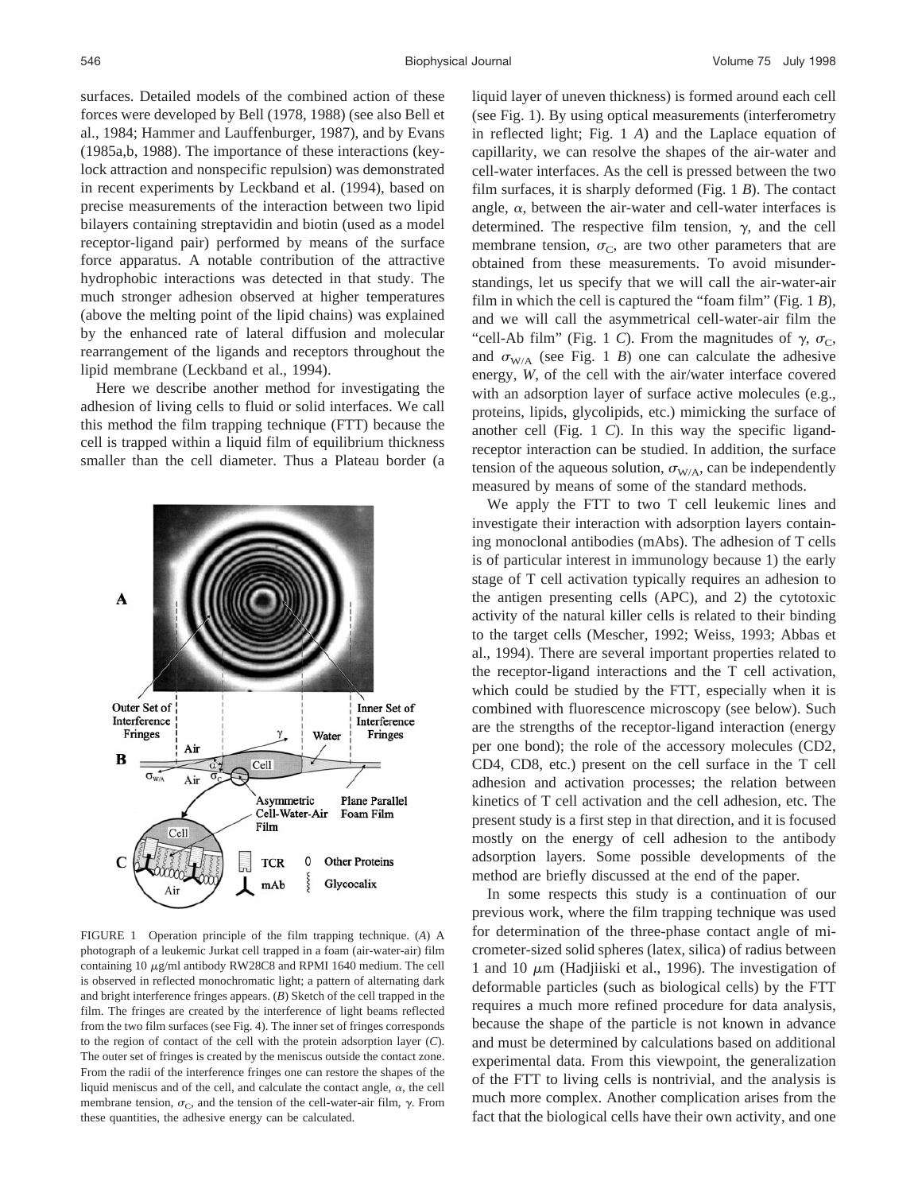surfaces. Detailed models of the combined action of these forces were developed by Bell (1978, 1988) (see also Bell et al., 1984; Hammer and Lauffenburger, 1987), and by Evans (1985a,b, 1988). The importance of these interactions (key-lock attraction and nonspecific repulsion) was demonstrated in recent experiments by Leckband et al. (1994), based on precise measurements of the interaction between two lipid bilayers containing streptavidin and biotin (used as a model receptor-ligand pair) performed by means of the surface force apparatus. A notable contribution of the attractive hydrophobic interactions was detected in that study. The much stronger adhesion observed at higher temperatures (above the melting point of the lipid chains) was explained by the enhanced rate of lateral diffusion and molecular rearrangement of the ligands and receptors throughout the lipid membrane (Leckband et al., 1994).

Here we describe another method for investigating the adhesion of living cells to fluid or solid interfaces. We call this method the film trapping technique (FTT) because the cell is trapped within a liquid film of equilibrium thickness smaller than the cell diameter. Thus a Plateau border (a liquid layer of uneven thickness) is formed around each cell (see Fig. 1). By using optical measurements (interferometry in reflected light; Fig. 1 *A*) and the Laplace equation of capillarity, we can resolve the shapes of the air-water and cell-water interfaces. As the cell is pressed between the two film surfaces, it is sharply deformed (Fig. 1 *B*). The contact angle, $\alpha$, between the air-water and cell-water interfaces is determined. The respective film tension, $\gamma$, and the cell membrane tension, $\sigma_C$, are two other parameters that are obtained from these measurements. To avoid misunderstandings, let us specify that we will call the air-water-air film in which the cell is captured the "foam film" (Fig. 1 *B*), and we will call the asymmetrical cell-water-air film the "cell-Ab film" (Fig. 1 *C*). From the magnitudes of $\gamma$, $\sigma_C$, and $\sigma_{W/A}$ (see Fig. 1 *B*) one can calculate the adhesive energy, *W*, of the cell with the air/water interface covered with an adsorption layer of surface active molecules (e.g., proteins, lipids, glycolipids, etc.) mimicking the surface of another cell (Fig. 1 *C*). In this way the specific ligand-receptor interaction can be studied. In addition, the surface tension of the aqueous solution, $\sigma_{W/A}$, can be independently measured by means of some of the standard methods.

FIGURE 1 Operation principle of the film trapping technique. (*A*) A photograph of a leukemic Jurkat cell trapped in a foam (air-water-air) film containing 10 $\mu$g/ml antibody RW28C8 and RPMI 1640 medium. The cell is observed in reflected monochromatic light; a pattern of alternating dark and bright interference fringes appears. (*B*) Sketch of the cell trapped in the film. The fringes are created by the interference of light beams reflected from the two film surfaces (see Fig. 4). The inner set of fringes corresponds to the region of contact of the cell with the protein adsorption layer (*C*). The outer set of fringes is created by the meniscus outside the contact zone. From the radii of the interference fringes one can restore the shapes of the liquid meniscus and of the cell, and calculate the contact angle, $\alpha$, the cell membrane tension, $\sigma_C$, and the tension of the cell-water-air film, $\gamma$. From these quantities, the adhesive energy can be calculated.

We apply the FTT to two T cell leukemic lines and investigate their interaction with adsorption layers containing monoclonal antibodies (mAbs). The adhesion of T cells is of particular interest in immunology because 1) the early stage of T cell activation typically requires an adhesion to the antigen presenting cells (APC), and 2) the cytotoxic activity of the natural killer cells is related to their binding to the target cells (Mescher, 1992; Weiss, 1993; Abbas et al., 1994). There are several important properties related to the receptor-ligand interactions and the T cell activation, which could be studied by the FTT, especially when it is combined with fluorescence microscopy (see below). Such are the strengths of the receptor-ligand interaction (energy per one bond); the role of the accessory molecules (CD2, CD4, CD8, etc.) present on the cell surface in the T cell adhesion and activation processes; the relation between kinetics of T cell activation and the cell adhesion, etc. The present study is a first step in that direction, and it is focused mostly on the energy of cell adhesion to the antibody adsorption layers. Some possible developments of the method are briefly discussed at the end of the paper.

In some respects this study is a continuation of our previous work, where the film trapping technique was used for determination of the three-phase contact angle of micrometer-sized solid spheres (latex, silica) of radius between 1 and 10 $\mu$m (Hadjiiski et al., 1996). The investigation of deformable particles (such as biological cells) by the FTT requires a much more refined procedure for data analysis, because the shape of the particle is not known in advance and must be determined by calculations based on additional experimental data. From this viewpoint, the generalization of the FTT to living cells is nontrivial, and the analysis is much more complex. Another complication arises from the fact that the biological cells have their own activity, and one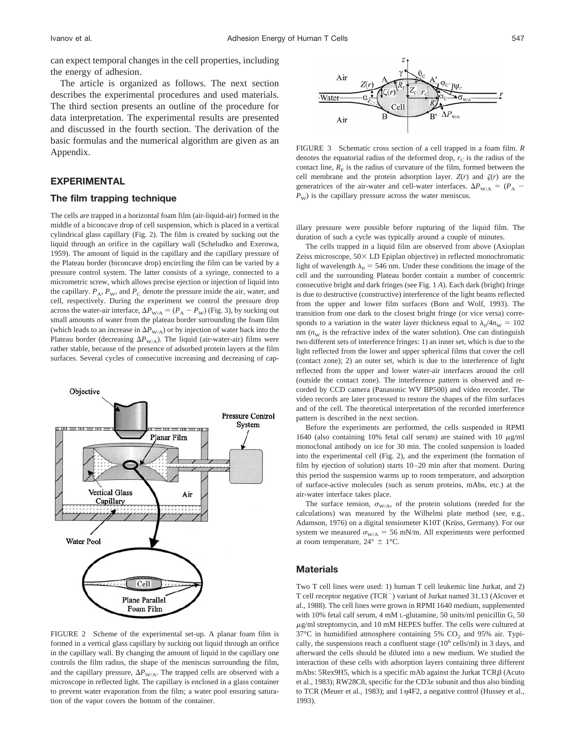can expect temporal changes in the cell properties, including the energy of adhesion.

The article is organized as follows. The next section describes the experimental procedures and used materials. The third section presents an outline of the procedure for data interpretation. The experimental results are presented and discussed in the fourth section. The derivation of the basic formulas and the numerical algorithm are given as an Appendix.

## EXPERIMENTAL

### The film trapping technique

The cells are trapped in a horizontal foam film (air-liquid-air) formed in the middle of a biconcave drop of cell suspension, which is placed in a vertical cylindrical glass capillary (Fig. 2). The film is created by sucking out the liquid through an orifice in the capillary wall (Scheludko and Exerowa, 1959). The amount of liquid in the capillary and the capillary pressure of the Plateau border (biconcave drop) encircling the film can be varied by a pressure control system. The latter consists of a syringe, connected to a micrometric screw, which allows precise ejection or injection of liquid into the capillary. $P_A$, $P_W$, and $P_C$ denote the pressure inside the air, water, and cell, respectively. During the experiment we control the pressure drop across the water-air interface, $\Delta P_{W/A} = (P_A - P_W)$ (Fig. 3), by sucking out small amounts of water from the plateau border surrounding the foam film (which leads to an increase in $\Delta P_{W/A}$) or by injection of water back into the Plateau border (decreasing $\Delta P_{W/A}$). The liquid (air-water-air) films were rather stable, because of the presence of adsorbed protein layers at the film surfaces. Several cycles of consecutive increasing and decreasing of capillary pressure were possible before rupturing of the liquid film. The duration of such a cycle was typically around a couple of minutes.

FIGURE 2 Scheme of the experimental set-up. A planar foam film is formed in a vertical glass capillary by sucking out liquid through an orifice in the capillary wall. By changing the amount of liquid in the capillary one controls the film radius, the shape of the meniscus surrounding the film, and the capillary pressure, $\Delta P_{W/A}$. The trapped cells are observed with a microscope in reflected light. The capillary is enclosed in a glass container to prevent water evaporation from the film; a water pool ensuring saturation of the vapor covers the bottom of the container.

FIGURE 3 Schematic cross section of a cell trapped in a foam film. $R$ denotes the equatorial radius of the deformed drop, $r_C$ is the radius of the contact line, $R_F$ is the radius of curvature of the film, formed between the cell membrane and the protein adsorption layer. $Z(r)$ and $\zeta(r)$ are the generatrices of the air-water and cell-water interfaces. $\Delta P_{W/A} = (P_A - P_W)$ is the capillary pressure across the water meniscus.

The cells trapped in a liquid film are observed from above (Axioplan Zeiss microscope, 50× LD Epiplan objective) in reflected monochromatic light of wavelength $\lambda_0 = 546$ nm. Under these conditions the image of the cell and the surrounding Plateau border contain a number of concentric consecutive bright and dark fringes (see Fig. 1 *A*). Each dark (bright) fringe is due to destructive (constructive) interference of the light beams reflected from the upper and lower film surfaces (Born and Wolf, 1993). The transition from one dark to the closest bright fringe (or vice versa) corresponds to a variation in the water layer thickness equal to $\lambda_0/4n_W = 102$ nm ($n_W$ is the refractive index of the water solution). One can distinguish two different sets of interference fringes: 1) an inner set, which is due to the light reflected from the lower and upper spherical films that cover the cell (contact zone); 2) an outer set, which is due to the interference of light reflected from the upper and lower water-air interfaces around the cell (outside the contact zone). The interference pattern is observed and recorded by CCD camera (Panasonic WV BP500) and video recorder. The video records are later processed to restore the shapes of the film surfaces and of the cell. The theoretical interpretation of the recorded interference pattern is described in the next section.

Before the experiments are performed, the cells suspended in RPMI 1640 (also containing 10% fetal calf serum) are stained with 10 $\mu$g/ml monoclonal antibody on ice for 30 min. The cooled suspension is loaded into the experimental cell (Fig. 2), and the experiment (the formation of film by ejection of solution) starts 10–20 min after that moment. During this period the suspension warms up to room temperature, and adsorption of surface-active molecules (such as serum proteins, mAbs, etc.) at the air-water interface takes place.

The surface tension, $\sigma_{W/A}$, of the protein solutions (needed for the calculations) was measured by the Wilhelmi plate method (see, e.g., Adamson, 1976) on a digital tensiometer K10T (Krüss, Germany). For our system we measured $\sigma_{W/A} = 56$ mN/m. All experiments were performed at room temperature, 24° ± 1°C.

### Materials

Two T cell lines were used: 1) human T cell leukemic line Jurkat, and 2) T cell receptor negative ($TCR^-$) variant of Jurkat named 31.13 (Alcover et al., 1988). The cell lines were grown in RPMI 1640 medium, supplemented with 10% fetal calf serum, 4 mM L-glutamine, 50 units/ml penicillin G, 50 $\mu$g/ml streptomycin, and 10 mM HEPES buffer. The cells were cultured at 37°C in humidified atmosphere containing 5% $CO_2$ and 95% air. Typically, the suspensions reach a confluent stage ($10^6$ cells/ml) in 3 days, and afterward the cells should be diluted into a new medium. We studied the interaction of these cells with adsorption layers containing three different mAbs: 5Rex9H5, which is a specific mAb against the Jurkat TCR$\beta$ (Acuto et al., 1983); RW28C8, specific for the CD3$\varepsilon$ subunit and thus also binding to TCR (Meuer et al., 1983); and 1$\eta$4F2, a negative control (Hussey et al., 1993).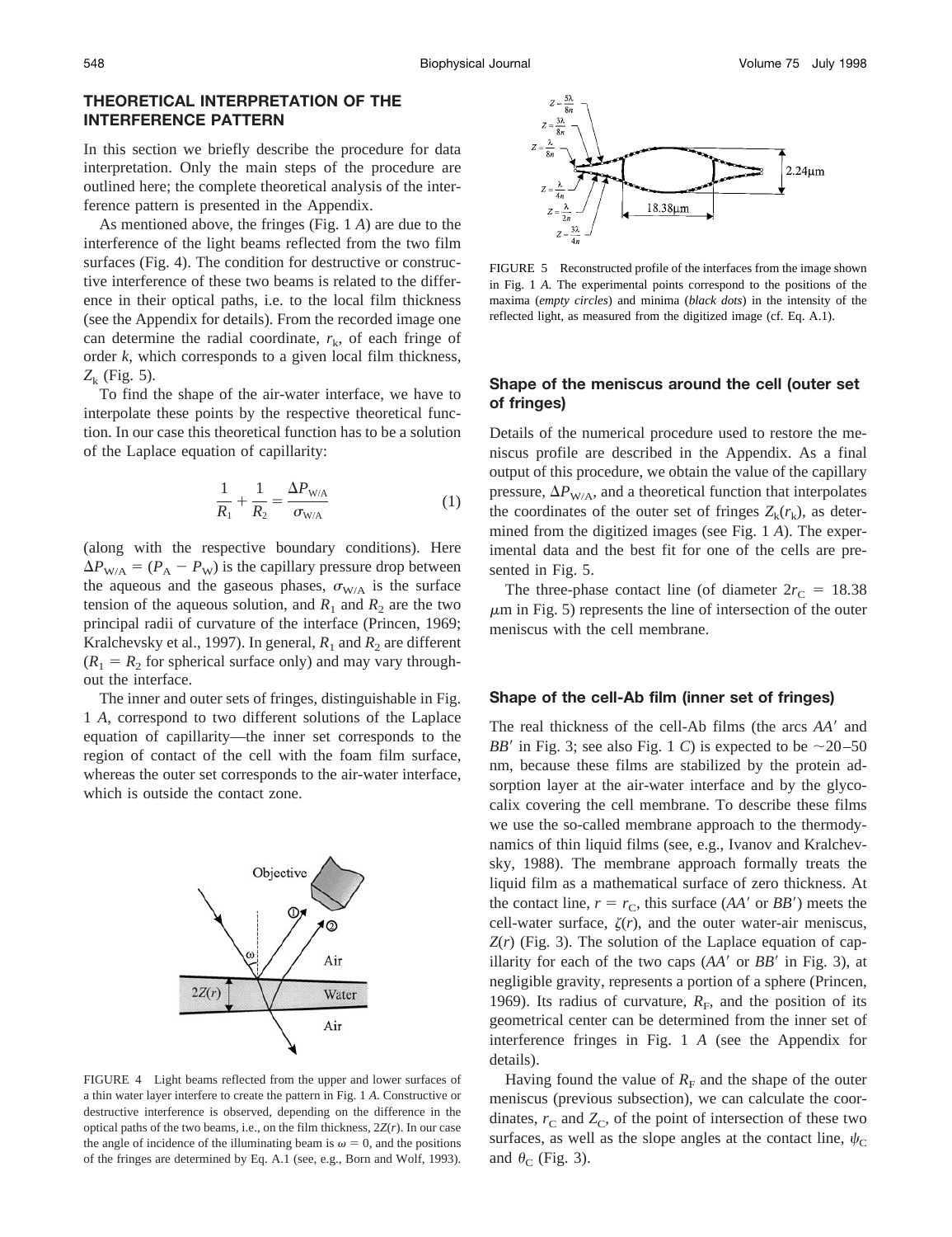## THEORETICAL INTERPRETATION OF THE INTERFERENCE PATTERN

In this section we briefly describe the procedure for data interpretation. Only the main steps of the procedure are outlined here; the complete theoretical analysis of the interference pattern is presented in the Appendix.

As mentioned above, the fringes (Fig. 1 *A*) are due to the interference of the light beams reflected from the two film surfaces (Fig. 4). The condition for destructive or constructive interference of these two beams is related to the difference in their optical paths, i.e. to the local film thickness (see the Appendix for details). From the recorded image one can determine the radial coordinate, $r_k$, of each fringe of order $k$, which corresponds to a given local film thickness, $Z_k$ (Fig. 5).

To find the shape of the air-water interface, we have to interpolate these points by the respective theoretical function. In our case this theoretical function has to be a solution of the Laplace equation of capillarity:

$$\frac{1}{R_1} + \frac{1}{R_2} = \frac{\Delta P_{W/A}}{\sigma_{W/A}} \tag{1}$$

(along with the respective boundary conditions). Here $\Delta P_{W/A} = (P_A - P_W)$ is the capillary pressure drop between the aqueous and the gaseous phases, $\sigma_{W/A}$ is the surface tension of the aqueous solution, and $R_1$ and $R_2$ are the two principal radii of curvature of the interface (Princen, 1969; Kralchevsky et al., 1997). In general, $R_1$ and $R_2$ are different ($R_1 = R_2$ for spherical surface only) and may vary throughout the interface.

The inner and outer sets of fringes, distinguishable in Fig. 1 *A*, correspond to two different solutions of the Laplace equation of capillarity—the inner set corresponds to the region of contact of the cell with the foam film surface, whereas the outer set corresponds to the air-water interface, which is outside the contact zone.

FIGURE 4 Light beams reflected from the upper and lower surfaces of a thin water layer interfere to create the pattern in Fig. 1 *A*. Constructive or destructive interference is observed, depending on the difference in the optical paths of the two beams, i.e., on the film thickness, $2Z(r)$. In our case the angle of incidence of the illuminating beam is $\omega = 0$, and the positions of the fringes are determined by Eq. A.1 (see, e.g., Born and Wolf, 1993).

FIGURE 5 Reconstructed profile of the interfaces from the image shown in Fig. 1 *A*. The experimental points correspond to the positions of the maxima (*empty circles*) and minima (*black dots*) in the intensity of the reflected light, as measured from the digitized image (cf. Eq. A.1).

### Shape of the meniscus around the cell (outer set of fringes)

Details of the numerical procedure used to restore the meniscus profile are described in the Appendix. As a final output of this procedure, we obtain the value of the capillary pressure, $\Delta P_{W/A}$, and a theoretical function that interpolates the coordinates of the outer set of fringes $Z_k(r_k)$, as determined from the digitized images (see Fig. 1 *A*). The experimental data and the best fit for one of the cells are presented in Fig. 5.

The three-phase contact line (of diameter $2r_C = 18.38$ $\mu$m in Fig. 5) represents the line of intersection of the outer meniscus with the cell membrane.

### Shape of the cell-Ab film (inner set of fringes)

The real thickness of the cell-Ab films (the arcs $AA'$ and $BB'$ in Fig. 3; see also Fig. 1 *C*) is expected to be ~20–50 nm, because these films are stabilized by the protein adsorption layer at the air-water interface and by the glycocalix covering the cell membrane. To describe these films we use the so-called membrane approach to the thermodynamics of thin liquid films (see, e.g., Ivanov and Kralchevsky, 1988). The membrane approach formally treats the liquid film as a mathematical surface of zero thickness. At the contact line, $r = r_C$, this surface ($AA'$ or $BB'$) meets the cell-water surface, $\zeta(r)$, and the outer water-air meniscus, $Z(r)$ (Fig. 3). The solution of the Laplace equation of capillarity for each of the two caps ($AA'$ or $BB'$ in Fig. 3), at negligible gravity, represents a portion of a sphere (Princen, 1969). Its radius of curvature, $R_F$, and the position of its geometrical center can be determined from the inner set of interference fringes in Fig. 1 *A* (see the Appendix for details).

Having found the value of $R_F$ and the shape of the outer meniscus (previous subsection), we can calculate the coordinates, $r_C$ and $Z_C$, of the point of intersection of these two surfaces, as well as the slope angles at the contact line, $\psi_C$ and $\theta_C$ (Fig. 3).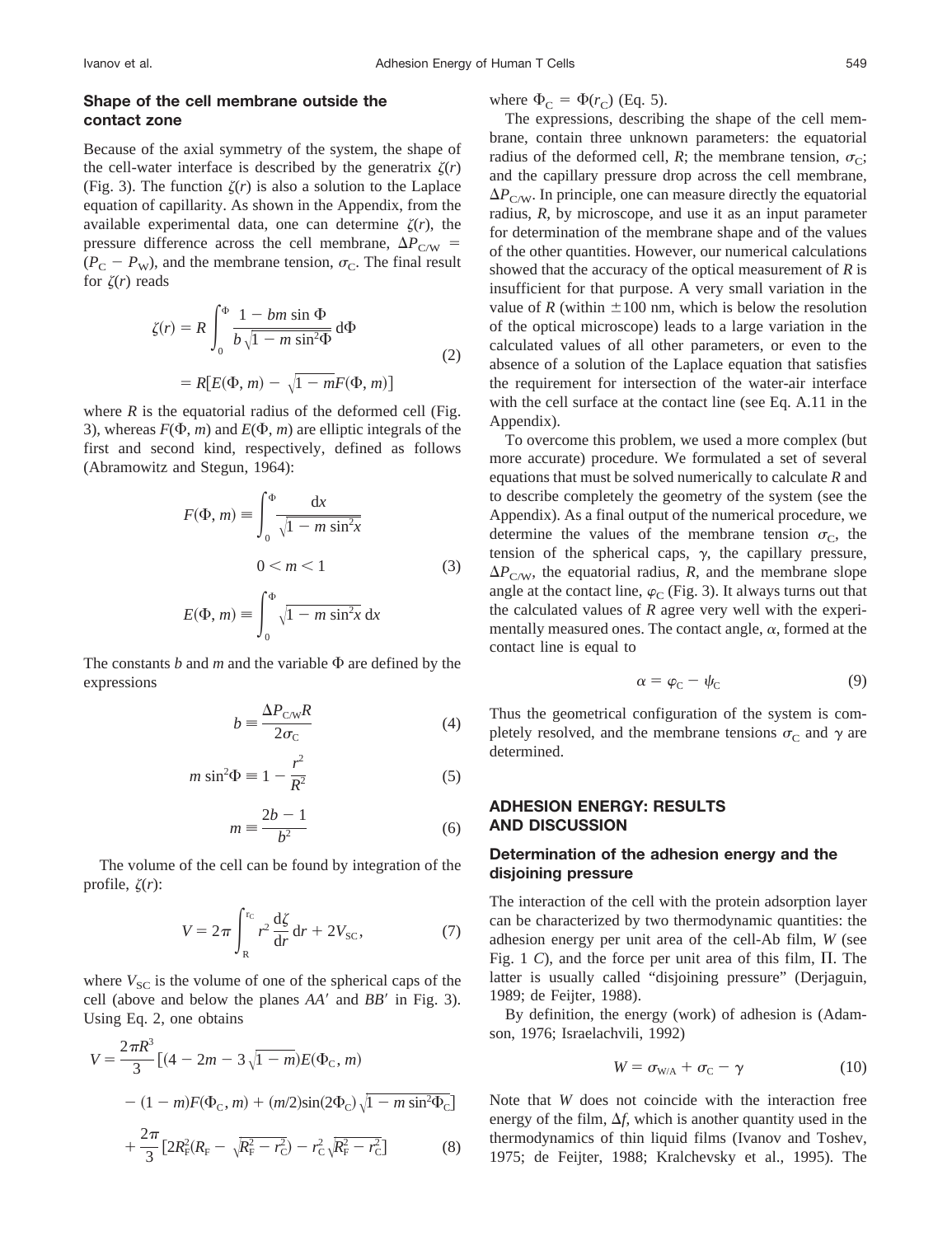### Shape of the cell membrane outside the contact zone

Because of the axial symmetry of the system, the shape of the cell-water interface is described by the generatrix $\zeta(r)$ (Fig. 3). The function $\zeta(r)$ is also a solution to the Laplace equation of capillarity. As shown in the Appendix, from the available experimental data, one can determine $\zeta(r)$, the pressure difference across the cell membrane, $\Delta P_{C/W} = (P_C - P_W)$, and the membrane tension, $\sigma_C$. The final result for $\zeta(r)$ reads

$$\zeta(r) = R\int_0^{\Phi} \frac{1 - bm\sin\Phi}{b\sqrt{1 - m\sin^2\Phi}}\,d\Phi = R[E(\Phi, m) - \sqrt{1 - m}F(\Phi, m)] \tag{2}$$

where $R$ is the equatorial radius of the deformed cell (Fig. 3), whereas $F(\Phi, m)$ and $E(\Phi, m)$ are elliptic integrals of the first and second kind, respectively, defined as follows (Abramowitz and Stegun, 1964):

$$F(\Phi, m) \equiv \int_0^{\Phi} \frac{dx}{\sqrt{1 - m\sin^2 x}} \qquad 0 < m < 1 \qquad E(\Phi, m) \equiv \int_0^{\Phi} \sqrt{1 - m\sin^2 x}\,dx \tag{3}$$

The constants $b$ and $m$ and the variable $\Phi$ are defined by the expressions

$$b \equiv \frac{\Delta P_{C/W} R}{2\sigma_C} \tag{4}$$

$$m\sin^2\Phi \equiv 1 - \frac{r^2}{R^2} \tag{5}$$

$$m \equiv \frac{2b - 1}{b^2} \tag{6}$$

The volume of the cell can be found by integration of the profile, $\zeta(r)$:

$$V = 2\pi\int_R^{r_C} r^2 \frac{d\zeta}{dr}\,dr + 2V_{SC}, \tag{7}$$

where $V_{SC}$ is the volume of one of the spherical caps of the cell (above and below the planes $AA'$ and $BB'$ in Fig. 3). Using Eq. 2, one obtains

$$\begin{aligned} V = \frac{2\pi R^3}{3}\big[&(4 - 2m - 3\sqrt{1 - m})E(\Phi_C, m) \\ &- (1 - m)F(\Phi_C, m) + (m/2)\sin(2\Phi_C)\sqrt{1 - m\sin^2\Phi_C}\big] \\ &+ \frac{2\pi}{3}\big[2R_F^2(R_F - \sqrt{R_F^2 - r_C^2}) - r_C^2\sqrt{R_F^2 - r_C^2}\big] \end{aligned} \tag{8}$$

where $\Phi_C = \Phi(r_C)$ (Eq. 5).

The expressions, describing the shape of the cell membrane, contain three unknown parameters: the equatorial radius of the deformed cell, $R$; the membrane tension, $\sigma_C$; and the capillary pressure drop across the cell membrane, $\Delta P_{C/W}$. In principle, one can measure directly the equatorial radius, $R$, by microscope, and use it as an input parameter for determination of the membrane shape and of the values of the other quantities. However, our numerical calculations showed that the accuracy of the optical measurement of $R$ is insufficient for that purpose. A very small variation in the value of $R$ (within $\pm 100$ nm, which is below the resolution of the optical microscope) leads to a large variation in the calculated values of all other parameters, or even to the absence of a solution of the Laplace equation that satisfies the requirement for intersection of the water-air interface with the cell surface at the contact line (see Eq. A.11 in the Appendix).

To overcome this problem, we used a more complex (but more accurate) procedure. We formulated a set of several equations that must be solved numerically to calculate $R$ and to describe completely the geometry of the system (see the Appendix). As a final output of the numerical procedure, we determine the values of the membrane tension $\sigma_C$, the tension of the spherical caps, $\gamma$, the capillary pressure, $\Delta P_{C/W}$, the equatorial radius, $R$, and the membrane slope angle at the contact line, $\varphi_C$ (Fig. 3). It always turns out that the calculated values of $R$ agree very well with the experimentally measured ones. The contact angle, $\alpha$, formed at the contact line is equal to

$$\alpha = \varphi_C - \psi_C \tag{9}$$

Thus the geometrical configuration of the system is completely resolved, and the membrane tensions $\sigma_C$ and $\gamma$ are determined.

## ADHESION ENERGY: RESULTS AND DISCUSSION

### Determination of the adhesion energy and the disjoining pressure

The interaction of the cell with the protein adsorption layer can be characterized by two thermodynamic quantities: the adhesion energy per unit area of the cell-Ab film, $W$ (see Fig. 1 *C*), and the force per unit area of this film, $\Pi$. The latter is usually called "disjoining pressure" (Derjaguin, 1989; de Feijter, 1988).

By definition, the energy (work) of adhesion is (Adamson, 1976; Israelachvili, 1992)

$$W = \sigma_{W/A} + \sigma_C - \gamma \tag{10}$$

Note that $W$ does not coincide with the interaction free energy of the film, $\Delta f$, which is another quantity used in the thermodynamics of thin liquid films (Ivanov and Toshev, 1975; de Feijter, 1988; Kralchevsky et al., 1995). The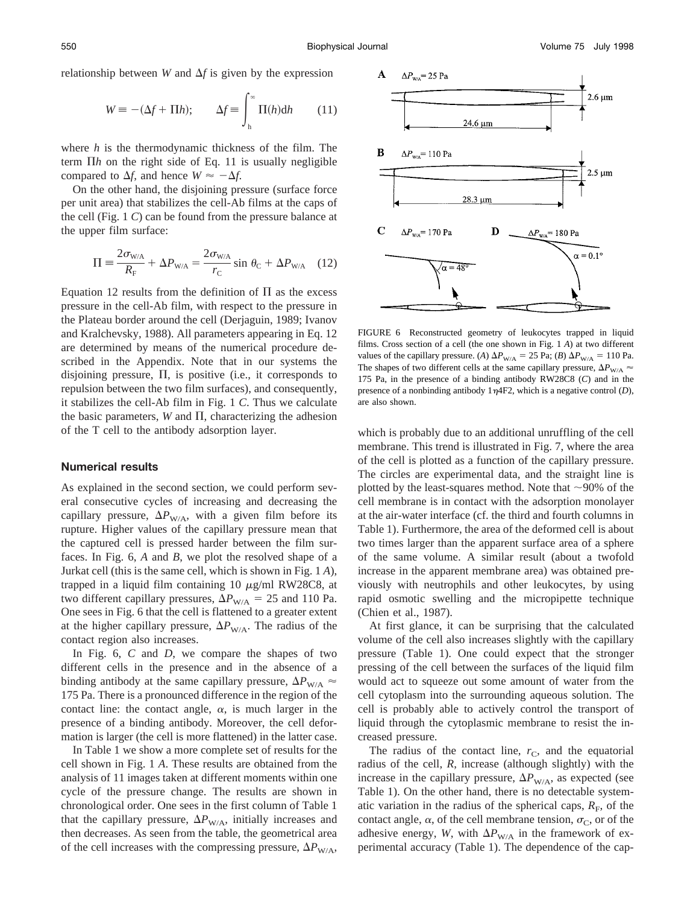relationship between $W$ and $\Delta f$ is given by the expression

$$W \equiv -(\Delta f + \Pi h); \qquad \Delta f \equiv \int_{h}^{\infty} \Pi(h)\mathrm{d}h \qquad (11)$$

where $h$ is the thermodynamic thickness of the film. The term $\Pi h$ on the right side of Eq. 11 is usually negligible compared to $\Delta f$, and hence $W \approx -\Delta f$.

On the other hand, the disjoining pressure (surface force per unit area) that stabilizes the cell-Ab films at the caps of the cell (Fig. 1 *C*) can be found from the pressure balance at the upper film surface:

$$\Pi \equiv \frac{2\sigma_{W/A}}{R_F} + \Delta P_{W/A} = \frac{2\sigma_{W/A}}{r_C}\sin\theta_C + \Delta P_{W/A} \qquad (12)$$

Equation 12 results from the definition of $\Pi$ as the excess pressure in the cell-Ab film, with respect to the pressure in the Plateau border around the cell (Derjaguin, 1989; Ivanov and Kralchevsky, 1988). All parameters appearing in Eq. 12 are determined by means of the numerical procedure described in the Appendix. Note that in our systems the disjoining pressure, $\Pi$, is positive (i.e., it corresponds to repulsion between the two film surfaces), and consequently, it stabilizes the cell-Ab film in Fig. 1 *C*. Thus we calculate the basic parameters, $W$ and $\Pi$, characterizing the adhesion of the T cell to the antibody adsorption layer.

## Numerical results

As explained in the second section, we could perform several consecutive cycles of increasing and decreasing the capillary pressure, $\Delta P_{W/A}$, with a given film before its rupture. Higher values of the capillary pressure mean that the captured cell is pressed harder between the film surfaces. In Fig. 6, *A* and *B*, we plot the resolved shape of a Jurkat cell (this is the same cell, which is shown in Fig. 1 *A*), trapped in a liquid film containing 10 $\mu$g/ml RW28C8, at two different capillary pressures, $\Delta P_{W/A}$ = 25 and 110 Pa. One sees in Fig. 6 that the cell is flattened to a greater extent at the higher capillary pressure, $\Delta P_{W/A}$. The radius of the contact region also increases.

In Fig. 6, *C* and *D*, we compare the shapes of two different cells in the presence and in the absence of a binding antibody at the same capillary pressure, $\Delta P_{W/A} \approx$ 175 Pa. There is a pronounced difference in the region of the contact line: the contact angle, $\alpha$, is much larger in the presence of a binding antibody. Moreover, the cell deformation is larger (the cell is more flattened) in the latter case.

In Table 1 we show a more complete set of results for the cell shown in Fig. 1 *A*. These results are obtained from the analysis of 11 images taken at different moments within one cycle of the pressure change. The results are shown in chronological order. One sees in the first column of Table 1 that the capillary pressure, $\Delta P_{W/A}$, initially increases and then decreases. As seen from the table, the geometrical area of the cell increases with the compressing pressure, $\Delta P_{W/A}$,

FIGURE 6 Reconstructed geometry of leukocytes trapped in liquid films. Cross section of a cell (the one shown in Fig. 1 *A*) at two different values of the capillary pressure. (*A*) $\Delta P_{W/A}$ = 25 Pa; (*B*) $\Delta P_{W/A}$ = 110 Pa. The shapes of two different cells at the same capillary pressure, $\Delta P_{W/A} \approx$ 175 Pa, in the presence of a binding antibody RW28C8 (*C*) and in the presence of a nonbinding antibody 1$\eta$4F2, which is a negative control (*D*), are also shown.

which is probably due to an additional unruffling of the cell membrane. This trend is illustrated in Fig. 7, where the area of the cell is plotted as a function of the capillary pressure. The circles are experimental data, and the straight line is plotted by the least-squares method. Note that ~90% of the cell membrane is in contact with the adsorption monolayer at the air-water interface (cf. the third and fourth columns in Table 1). Furthermore, the area of the deformed cell is about two times larger than the apparent surface area of a sphere of the same volume. A similar result (about a twofold increase in the apparent membrane area) was obtained previously with neutrophils and other leukocytes, by using rapid osmotic swelling and the micropipette technique (Chien et al., 1987).

At first glance, it can be surprising that the calculated volume of the cell also increases slightly with the capillary pressure (Table 1). One could expect that the stronger pressing of the cell between the surfaces of the liquid film would act to squeeze out some amount of water from the cell cytoplasm into the surrounding aqueous solution. The cell is probably able to actively control the transport of liquid through the cytoplasmic membrane to resist the increased pressure.

The radius of the contact line, $r_C$, and the equatorial radius of the cell, $R$, increase (although slightly) with the increase in the capillary pressure, $\Delta P_{W/A}$, as expected (see Table 1). On the other hand, there is no detectable systematic variation in the radius of the spherical caps, $R_F$, of the contact angle, $\alpha$, of the cell membrane tension, $\sigma_C$, or of the adhesive energy, $W$, with $\Delta P_{W/A}$ in the framework of experimental accuracy (Table 1). The dependence of the cap-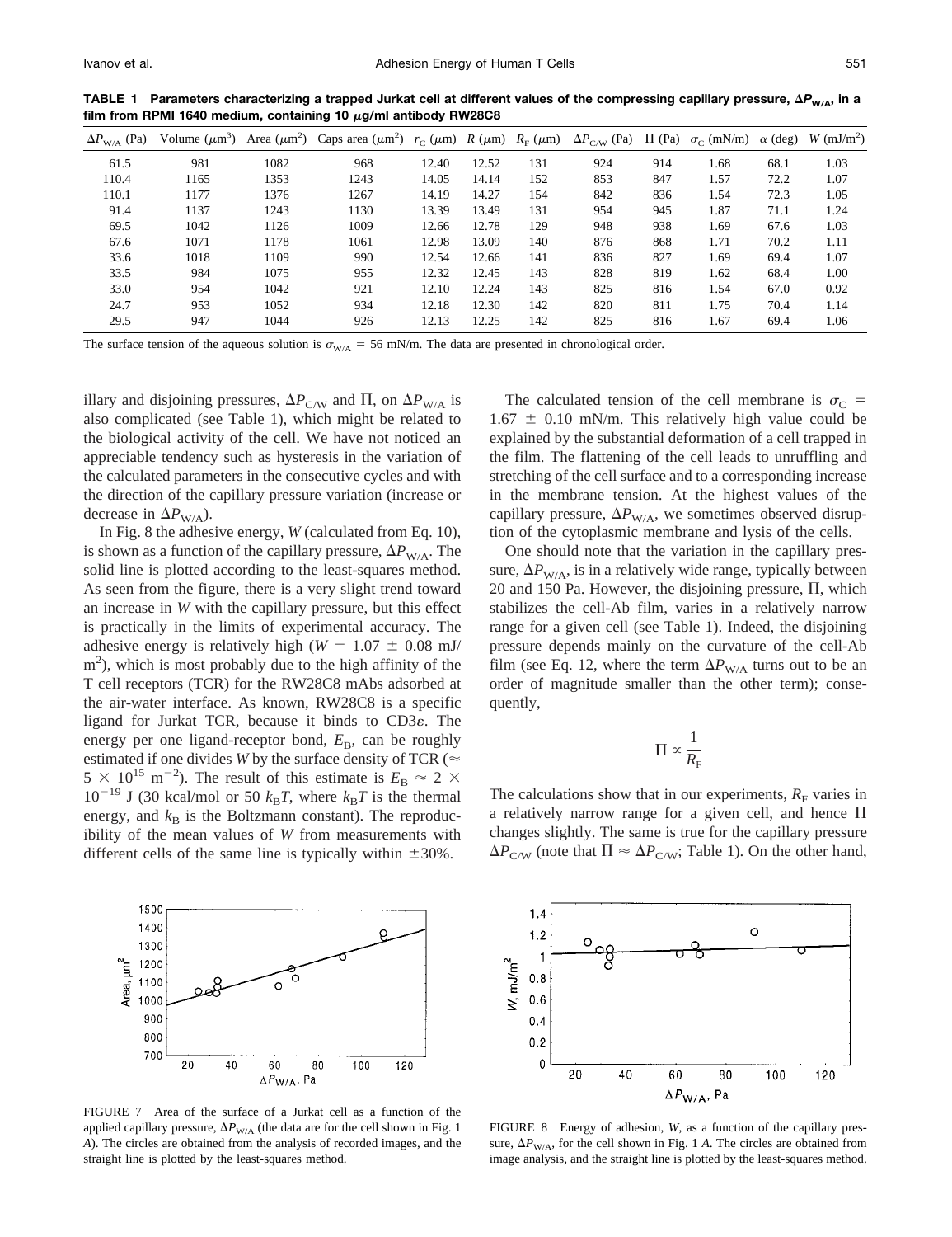**TABLE 1 Parameters characterizing a trapped Jurkat cell at different values of the compressing capillary pressure, $\Delta P_{W/A}$, in a film from RPMI 1640 medium, containing 10 $\mu$g/ml antibody RW28C8**

| $\Delta P_{W/A}$ (Pa) | Volume ($\mu$m$^3$) | Area ($\mu$m$^2$) | Caps area ($\mu$m$^2$) | $r_C$ ($\mu$m) | $R$ ($\mu$m) | $R_F$ ($\mu$m) | $\Delta P_{C/W}$ (Pa) | $\Pi$ (Pa) | $\sigma_C$ (mN/m) | $\alpha$ (deg) | $W$ (mJ/m$^2$) |
|---|---|---|---|---|---|---|---|---|---|---|---|
| 61.5 | 981 | 1082 | 968 | 12.40 | 12.52 | 131 | 924 | 914 | 1.68 | 68.1 | 1.03 |
| 110.4 | 1165 | 1353 | 1243 | 14.05 | 14.14 | 152 | 853 | 847 | 1.57 | 72.2 | 1.07 |
| 110.1 | 1177 | 1376 | 1267 | 14.19 | 14.27 | 154 | 842 | 836 | 1.54 | 72.3 | 1.05 |
| 91.4 | 1137 | 1243 | 1130 | 13.39 | 13.49 | 131 | 954 | 945 | 1.87 | 71.1 | 1.24 |
| 69.5 | 1042 | 1126 | 1009 | 12.66 | 12.78 | 129 | 948 | 938 | 1.69 | 67.6 | 1.03 |
| 67.6 | 1071 | 1178 | 1061 | 12.98 | 13.09 | 140 | 876 | 868 | 1.71 | 70.2 | 1.11 |
| 33.6 | 1018 | 1109 | 990 | 12.54 | 12.66 | 141 | 836 | 827 | 1.69 | 69.4 | 1.07 |
| 33.5 | 984 | 1075 | 955 | 12.32 | 12.45 | 143 | 828 | 819 | 1.62 | 68.4 | 1.00 |
| 33.0 | 954 | 1042 | 921 | 12.10 | 12.24 | 143 | 825 | 816 | 1.54 | 67.0 | 0.92 |
| 24.7 | 953 | 1052 | 934 | 12.18 | 12.30 | 142 | 820 | 811 | 1.75 | 70.4 | 1.14 |
| 29.5 | 947 | 1044 | 926 | 12.13 | 12.25 | 142 | 825 | 816 | 1.67 | 69.4 | 1.06 |

The surface tension of the aqueous solution is $\sigma_{W/A}$ = 56 mN/m. The data are presented in chronological order.

illary and disjoining pressures, $\Delta P_{C/W}$ and $\Pi$, on $\Delta P_{W/A}$ is also complicated (see Table 1), which might be related to the biological activity of the cell. We have not noticed an appreciable tendency such as hysteresis in the variation of the calculated parameters in the consecutive cycles and with the direction of the capillary pressure variation (increase or decrease in $\Delta P_{W/A}$).

In Fig. 8 the adhesive energy, $W$ (calculated from Eq. 10), is shown as a function of the capillary pressure, $\Delta P_{W/A}$. The solid line is plotted according to the least-squares method. As seen from the figure, there is a very slight trend toward an increase in $W$ with the capillary pressure, but this effect is practically in the limits of experimental accuracy. The adhesive energy is relatively high ($W = 1.07 \pm 0.08$ mJ/m$^2$), which is most probably due to the high affinity of the T cell receptors (TCR) for the RW28C8 mAbs adsorbed at the air-water interface. As known, RW28C8 is a specific ligand for Jurkat TCR, because it binds to CD3$\varepsilon$. The energy per one ligand-receptor bond, $E_B$, can be roughly estimated if one divides $W$ by the surface density of TCR ($\approx 5 \times 10^{15}$ m$^{-2}$). The result of this estimate is $E_B \approx 2 \times 10^{-19}$ J (30 kcal/mol or 50 $k_BT$, where $k_BT$ is the thermal energy, and $k_B$ is the Boltzmann constant). The reproducibility of the mean values of $W$ from measurements with different cells of the same line is typically within $\pm$30%.

The calculated tension of the cell membrane is $\sigma_C = 1.67 \pm 0.10$ mN/m. This relatively high value could be explained by the substantial deformation of a cell trapped in the film. The flattening of the cell leads to unruffling and stretching of the cell surface and to a corresponding increase in the membrane tension. At the highest values of the capillary pressure, $\Delta P_{W/A}$, we sometimes observed disruption of the cytoplasmic membrane and lysis of the cells.

One should note that the variation in the capillary pressure, $\Delta P_{W/A}$, is in a relatively wide range, typically between 20 and 150 Pa. However, the disjoining pressure, $\Pi$, which stabilizes the cell-Ab film, varies in a relatively narrow range for a given cell (see Table 1). Indeed, the disjoining pressure depends mainly on the curvature of the cell-Ab film (see Eq. 12, where the term $\Delta P_{W/A}$ turns out to be an order of magnitude smaller than the other term); consequently,

$$\Pi \propto \frac{1}{R_F}$$

The calculations show that in our experiments, $R_F$ varies in a relatively narrow range for a given cell, and hence $\Pi$ changes slightly. The same is true for the capillary pressure $\Delta P_{C/W}$ (note that $\Pi \approx \Delta P_{C/W}$; Table 1). On the other hand,

FIGURE 7 Area of the surface of a Jurkat cell as a function of the applied capillary pressure, $\Delta P_{W/A}$ (the data are for the cell shown in Fig. 1 *A*). The circles are obtained from the analysis of recorded images, and the straight line is plotted by the least-squares method.

FIGURE 8 Energy of adhesion, $W$, as a function of the capillary pressure, $\Delta P_{W/A}$, for the cell shown in Fig. 1 *A*. The circles are obtained from image analysis, and the straight line is plotted by the least-squares method.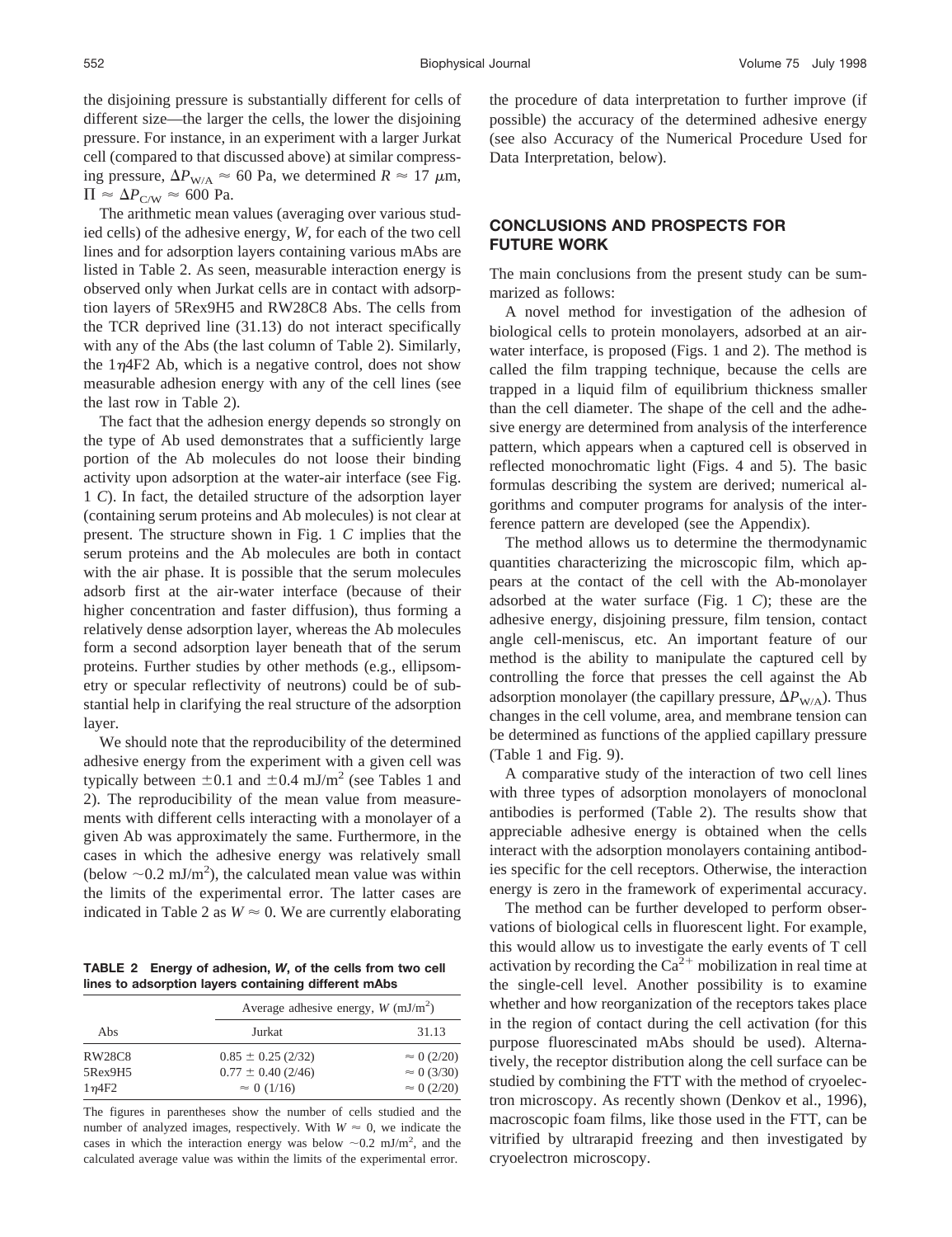the disjoining pressure is substantially different for cells of different size—the larger the cells, the lower the disjoining pressure. For instance, in an experiment with a larger Jurkat cell (compared to that discussed above) at similar compressing pressure, $\Delta P_{W/A} \approx 60$ Pa, we determined $R \approx 17$ $\mu$m, $\Pi \approx \Delta P_{C/W} \approx 600$ Pa.

The arithmetic mean values (averaging over various studied cells) of the adhesive energy, $W$, for each of the two cell lines and for adsorption layers containing various mAbs are listed in Table 2. As seen, measurable interaction energy is observed only when Jurkat cells are in contact with adsorption layers of 5Rex9H5 and RW28C8 Abs. The cells from the TCR deprived line (31.13) do not interact specifically with any of the Abs (the last column of Table 2). Similarly, the 1$\eta$4F2 Ab, which is a negative control, does not show measurable adhesion energy with any of the cell lines (see the last row in Table 2).

The fact that the adhesion energy depends so strongly on the type of Ab used demonstrates that a sufficiently large portion of the Ab molecules do not loose their binding activity upon adsorption at the water-air interface (see Fig. 1 *C*). In fact, the detailed structure of the adsorption layer (containing serum proteins and Ab molecules) is not clear at present. The structure shown in Fig. 1 *C* implies that the serum proteins and the Ab molecules are both in contact with the air phase. It is possible that the serum molecules adsorb first at the air-water interface (because of their higher concentration and faster diffusion), thus forming a relatively dense adsorption layer, whereas the Ab molecules form a second adsorption layer beneath that of the serum proteins. Further studies by other methods (e.g., ellipsometry or specular reflectivity of neutrons) could be of substantial help in clarifying the real structure of the adsorption layer.

We should note that the reproducibility of the determined adhesive energy from the experiment with a given cell was typically between $\pm 0.1$ and $\pm 0.4$ mJ/m$^2$ (see Tables 1 and 2). The reproducibility of the mean value from measurements with different cells interacting with a monolayer of a given Ab was approximately the same. Furthermore, in the cases in which the adhesive energy was relatively small (below $\sim 0.2$ mJ/m$^2$), the calculated mean value was within the limits of the experimental error. The latter cases are indicated in Table 2 as $W \approx 0$. We are currently elaborating the procedure of data interpretation to further improve (if possible) the accuracy of the determined adhesive energy (see also Accuracy of the Numerical Procedure Used for Data Interpretation, below).

**TABLE 2 Energy of adhesion, *W*, of the cells from two cell lines to adsorption layers containing different mAbs**

| | Average adhesive energy, $W$ (mJ/m$^2$) | |
|---|---|---|
| Abs | Jurkat | 31.13 |
| RW28C8 | $0.85 \pm 0.25$ (2/32) | $\approx 0$ (2/20) |
| 5Rex9H5 | $0.77 \pm 0.40$ (2/46) | $\approx 0$ (3/30) |
| 1$\eta$4F2 | $\approx 0$ (1/16) | $\approx 0$ (2/20) |

The figures in parentheses show the number of cells studied and the number of analyzed images, respectively. With $W \approx 0$, we indicate the cases in which the interaction energy was below $\sim 0.2$ mJ/m$^2$, and the calculated average value was within the limits of the experimental error.

## CONCLUSIONS AND PROSPECTS FOR FUTURE WORK

The main conclusions from the present study can be summarized as follows:

A novel method for investigation of the adhesion of biological cells to protein monolayers, adsorbed at an air-water interface, is proposed (Figs. 1 and 2). The method is called the film trapping technique, because the cells are trapped in a liquid film of equilibrium thickness smaller than the cell diameter. The shape of the cell and the adhesive energy are determined from analysis of the interference pattern, which appears when a captured cell is observed in reflected monochromatic light (Figs. 4 and 5). The basic formulas describing the system are derived; numerical algorithms and computer programs for analysis of the interference pattern are developed (see the Appendix).

The method allows us to determine the thermodynamic quantities characterizing the microscopic film, which appears at the contact of the cell with the Ab-monolayer adsorbed at the water surface (Fig. 1 *C*); these are the adhesive energy, disjoining pressure, film tension, contact angle cell-meniscus, etc. An important feature of our method is the ability to manipulate the captured cell by controlling the force that presses the cell against the Ab adsorption monolayer (the capillary pressure, $\Delta P_{W/A}$). Thus changes in the cell volume, area, and membrane tension can be determined as functions of the applied capillary pressure (Table 1 and Fig. 9).

A comparative study of the interaction of two cell lines with three types of adsorption monolayers of monoclonal antibodies is performed (Table 2). The results show that appreciable adhesive energy is obtained when the cells interact with the adsorption monolayers containing antibodies specific for the cell receptors. Otherwise, the interaction energy is zero in the framework of experimental accuracy.

The method can be further developed to perform observations of biological cells in fluorescent light. For example, this would allow us to investigate the early events of T cell activation by recording the $Ca^{2+}$ mobilization in real time at the single-cell level. Another possibility is to examine whether and how reorganization of the receptors takes place in the region of contact during the cell activation (for this purpose fluorescinated mAbs should be used). Alternatively, the receptor distribution along the cell surface can be studied by combining the FTT with the method of cryoelectron microscopy. As recently shown (Denkov et al., 1996), macroscopic foam films, like those used in the FTT, can be vitrified by ultrarapid freezing and then investigated by cryoelectron microscopy.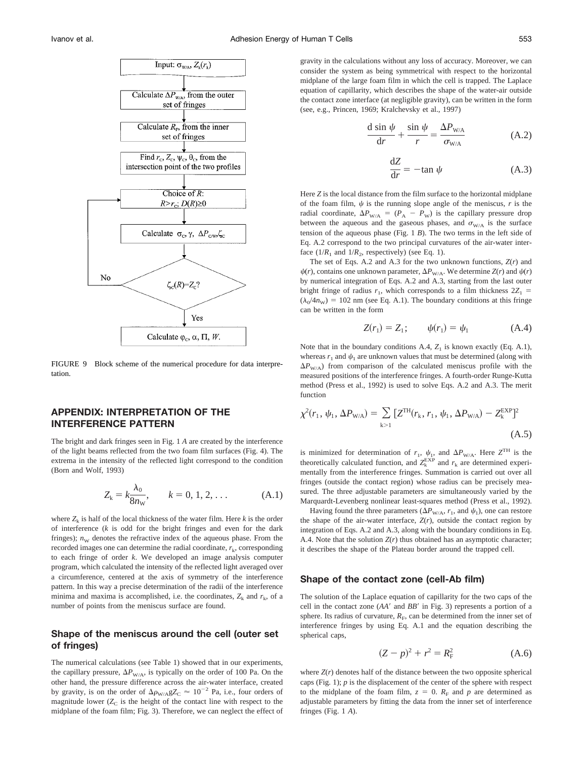FIGURE 9 Block scheme of the numerical procedure for data interpretation.

## APPENDIX: INTERPRETATION OF THE INTERFERENCE PATTERN

The bright and dark fringes seen in Fig. 1 *A* are created by the interference of the light beams reflected from the two foam film surfaces (Fig. 4). The extrema in the intensity of the reflected light correspond to the condition (Born and Wolf, 1993)

$$Z_k = k\frac{\lambda_0}{8n_W}, \qquad k = 0, 1, 2, \ldots \tag{A.1}$$

where $Z_k$ is half of the local thickness of the water film. Here $k$ is the order of interference ($k$ is odd for the bright fringes and even for the dark fringes); $n_W$ denotes the refractive index of the aqueous phase. From the recorded images one can determine the radial coordinate, $r_k$, corresponding to each fringe of order $k$. We developed an image analysis computer program, which calculated the intensity of the reflected light averaged over a circumference, centered at the axis of symmetry of the interference pattern. In this way a precise determination of the radii of the interference minima and maxima is accomplished, i.e. the coordinates, $Z_k$ and $r_k$, of a number of points from the meniscus surface are found.

### Shape of the meniscus around the cell (outer set of fringes)

The numerical calculations (see Table 1) showed that in our experiments, the capillary pressure, $\Delta P_{W/A}$, is typically on the order of 100 Pa. On the other hand, the pressure difference across the air-water interface, created by gravity, is on the order of $\Delta\rho_{W/A}gZ_C \approx 10^{-2}$ Pa, i.e., four orders of magnitude lower ($Z_C$ is the height of the contact line with respect to the midplane of the foam film; Fig. 3). Therefore, we can neglect the effect of gravity in the calculations without any loss of accuracy. Moreover, we can consider the system as being symmetrical with respect to the horizontal midplane of the large foam film in which the cell is trapped. The Laplace equation of capillarity, which describes the shape of the water-air outside the contact zone interface (at negligible gravity), can be written in the form (see, e.g., Princen, 1969; Kralchevsky et al., 1997)

$$\frac{d\sin\psi}{dr} + \frac{\sin\psi}{r} = \frac{\Delta P_{W/A}}{\sigma_{W/A}} \tag{A.2}$$

$$\frac{dZ}{dr} = -\tan\psi \tag{A.3}$$

Here $Z$ is the local distance from the film surface to the horizontal midplane of the foam film, $\psi$ is the running slope angle of the meniscus, $r$ is the radial coordinate, $\Delta P_{W/A} = (P_A - P_W)$ is the capillary pressure drop between the aqueous and the gaseous phases, and $\sigma_{W/A}$ is the surface tension of the aqueous phase (Fig. 1 *B*). The two terms in the left side of Eq. A.2 correspond to the two principal curvatures of the air-water interface ($1/R_1$ and $1/R_2$, respectively) (see Eq. 1).

The set of Eqs. A.2 and A.3 for the two unknown functions, $Z(r)$ and $\psi(r)$, contains one unknown parameter, $\Delta P_{W/A}$. We determine $Z(r)$ and $\psi(r)$ by numerical integration of Eqs. A.2 and A.3, starting from the last outer bright fringe of radius $r_1$, which corresponds to a film thickness $2Z_1 = (\lambda_0/4n_W) = 102$ nm (see Eq. A.1). The boundary conditions at this fringe can be written in the form

$$Z(r_1) = Z_1; \qquad \psi(r_1) = \psi_1 \tag{A.4}$$

Note that in the boundary conditions A.4, $Z_1$ is known exactly (Eq. A.1), whereas $r_1$ and $\psi_1$ are unknown values that must be determined (along with $\Delta P_{W/A}$) from comparison of the calculated meniscus profile with the measured positions of the interference fringes. A fourth-order Runge-Kutta method (Press et al., 1992) is used to solve Eqs. A.2 and A.3. The merit function

$$\chi^2(r_1, \psi_1, \Delta P_{W/A}) = \sum_{k>1} [Z^{TH}(r_k, r_1, \psi_1, \Delta P_{W/A}) - Z_k^{EXP}]^2 \tag{A.5}$$

is minimized for determination of $r_1$, $\psi_1$, and $\Delta P_{W/A}$. Here $Z^{TH}$ is the theoretically calculated function, and $Z_k^{EXP}$ and $r_k$ are determined experimentally from the interference fringes. Summation is carried out over all fringes (outside the contact region) whose radius can be precisely measured. The three adjustable parameters are simultaneously varied by the Marquardt-Levenberg nonlinear least-squares method (Press et al., 1992).

Having found the three parameters ($\Delta P_{W/A}$, $r_1$, and $\psi_1$), one can restore the shape of the air-water interface, $Z(r)$, outside the contact region by integration of Eqs. A.2 and A.3, along with the boundary conditions in Eq. A.4. Note that the solution $Z(r)$ thus obtained has an asymptotic character; it describes the shape of the Plateau border around the trapped cell.

### Shape of the contact zone (cell-Ab film)

The solution of the Laplace equation of capillarity for the two caps of the cell in the contact zone ($AA'$ and $BB'$ in Fig. 3) represents a portion of a sphere. Its radius of curvature, $R_F$, can be determined from the inner set of interference fringes by using Eq. A.1 and the equation describing the spherical caps,

$$(Z - p)^2 + r^2 = R_F^2 \tag{A.6}$$

where $Z(r)$ denotes half of the distance between the two opposite spherical caps (Fig. 1); $p$ is the displacement of the center of the sphere with respect to the midplane of the foam film, $z = 0$. $R_F$ and $p$ are determined as adjustable parameters by fitting the data from the inner set of interference fringes (Fig. 1 *A*).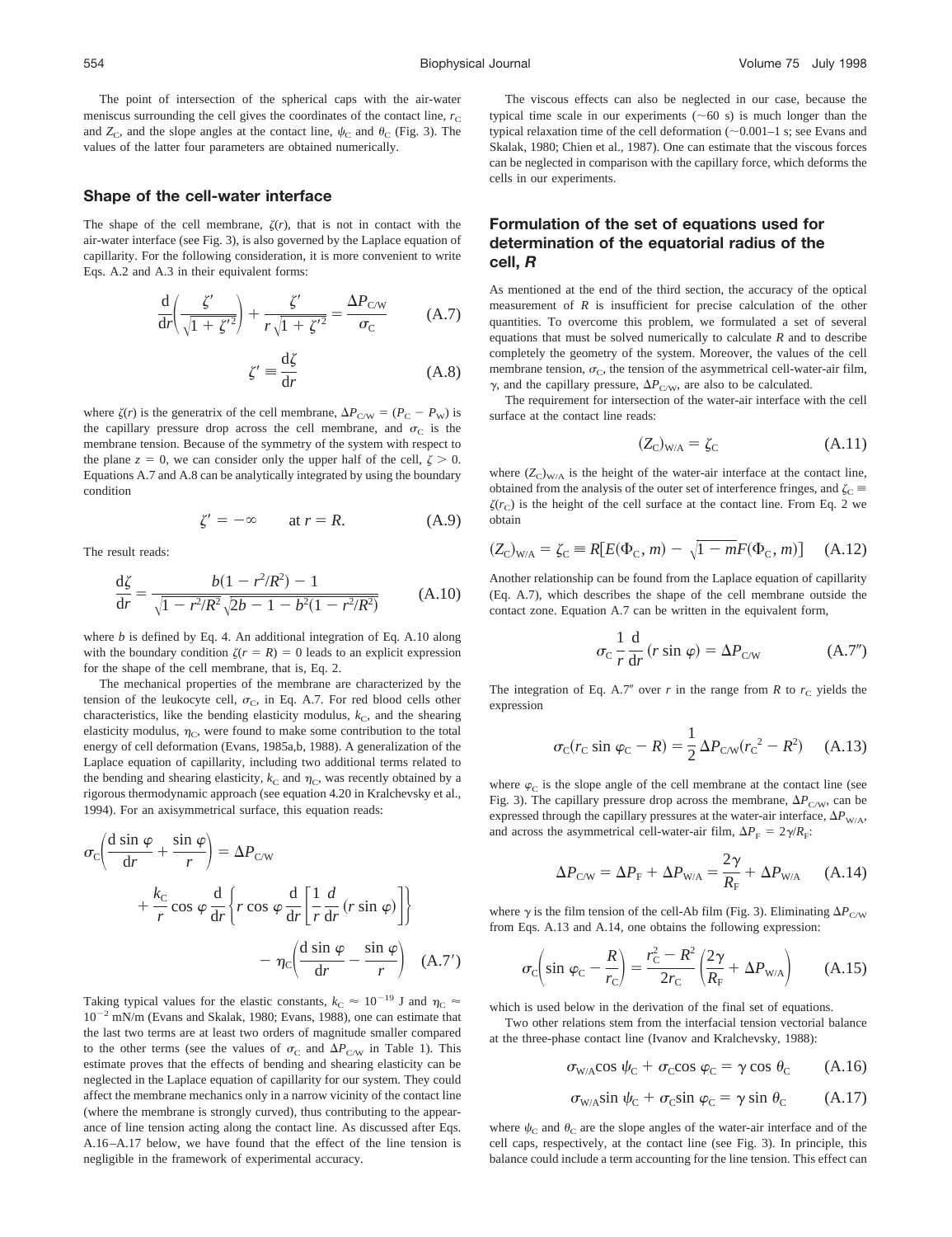The point of intersection of the spherical caps with the air-water meniscus surrounding the cell gives the coordinates of the contact line, $r_C$ and $Z_C$, and the slope angles at the contact line, $\psi_C$ and $\theta_C$ (Fig. 3). The values of the latter four parameters are obtained numerically.

### Shape of the cell-water interface

The shape of the cell membrane, $\zeta(r)$, that is not in contact with the air-water interface (see Fig. 3), is also governed by the Laplace equation of capillarity. For the following consideration, it is more convenient to write Eqs. A.2 and A.3 in their equivalent forms:

$$\frac{d}{dr}\left(\frac{\zeta'}{\sqrt{1+\zeta'^2}}\right) + \frac{\zeta'}{r\sqrt{1+\zeta'^2}} = \frac{\Delta P_{C/W}}{\sigma_C} \tag{A.7}$$

$$\zeta' \equiv \frac{d\zeta}{dr} \tag{A.8}$$

where $\zeta(r)$ is the generatrix of the cell membrane, $\Delta P_{C/W} = (P_C - P_W)$ is the capillary pressure drop across the cell membrane, and $\sigma_C$ is the membrane tension. Because of the symmetry of the system with respect to the plane $z = 0$, we can consider only the upper half of the cell, $\zeta > 0$. Equations A.7 and A.8 can be analytically integrated by using the boundary condition

$$\zeta' = -\infty \qquad \text{at } r = R. \tag{A.9}$$

The result reads:

$$\frac{d\zeta}{dr} = \frac{b(1 - r^2/R^2) - 1}{\sqrt{1 - r^2/R^2}\sqrt{2b - 1 - b^2(1 - r^2/R^2)}} \tag{A.10}$$

where $b$ is defined by Eq. 4. An additional integration of Eq. A.10 along with the boundary condition $\zeta(r = R) = 0$ leads to an explicit expression for the shape of the cell membrane, that is, Eq. 2.

The mechanical properties of the membrane are characterized by the tension of the leukocyte cell, $\sigma_C$, in Eq. A.7. For red blood cells other characteristics, like the bending elasticity modulus, $k_C$, and the shearing elasticity modulus, $\eta_C$, were found to make some contribution to the total energy of cell deformation (Evans, 1985a,b, 1988). A generalization of the Laplace equation of capillarity, including two additional terms related to the bending and shearing elasticity, $k_C$ and $\eta_C$, was recently obtained by a rigorous thermodynamic approach (see equation 4.20 in Kralchevsky et al., 1994). For an axisymmetrical surface, this equation reads:

$$\sigma_C\left(\frac{d\sin\varphi}{dr} + \frac{\sin\varphi}{r}\right) = \Delta P_{C/W} + \frac{k_C}{r}\cos\varphi\frac{d}{dr}\left\{r\cos\varphi\frac{d}{dr}\left[\frac{1}{r}\frac{d}{dr}(r\sin\varphi)\right]\right\} - \eta_C\left(\frac{d\sin\varphi}{dr} - \frac{\sin\varphi}{r}\right) \tag{A.7'}$$

Taking typical values for the elastic constants, $k_C \approx 10^{-19}$ J and $\eta_C \approx 10^{-2}$ mN/m (Evans and Skalak, 1980; Evans, 1988), one can estimate that the last two terms are at least two orders of magnitude smaller compared to the other terms (see the values of $\sigma_C$ and $\Delta P_{C/W}$ in Table 1). This estimate proves that the effects of bending and shearing elasticity can be neglected in the Laplace equation of capillarity for our system. They could affect the membrane mechanics only in a narrow vicinity of the contact line (where the membrane is strongly curved), thus contributing to the appearance of line tension acting along the contact line. As discussed after Eqs. A.16–A.17 below, we have found that the effect of the line tension is negligible in the framework of experimental accuracy.

The viscous effects can also be neglected in our case, because the typical time scale in our experiments (~60 s) is much longer than the typical relaxation time of the cell deformation (~0.001–1 s; see Evans and Skalak, 1980; Chien et al., 1987). One can estimate that the viscous forces can be neglected in comparison with the capillary force, which deforms the cells in our experiments.

### Formulation of the set of equations used for determination of the equatorial radius of the cell, *R*

As mentioned at the end of the third section, the accuracy of the optical measurement of $R$ is insufficient for precise calculation of the other quantities. To overcome this problem, we formulated a set of several equations that must be solved numerically to calculate $R$ and to describe completely the geometry of the system. Moreover, the values of the cell membrane tension, $\sigma_C$, the tension of the asymmetrical cell-water-air film, $\gamma$, and the capillary pressure, $\Delta P_{C/W}$, are also to be calculated.

The requirement for intersection of the water-air interface with the cell surface at the contact line reads:

$$(Z_C)_{W/A} = \zeta_C \tag{A.11}$$

where $(Z_C)_{W/A}$ is the height of the water-air interface at the contact line, obtained from the analysis of the outer set of interference fringes, and $\zeta_C \equiv \zeta(r_C)$ is the height of the cell surface at the contact line. From Eq. 2 we obtain

$$(Z_C)_{W/A} = \zeta_C \equiv R[E(\Phi_C, m) - \sqrt{1-m}F(\Phi_C, m)] \tag{A.12}$$

Another relationship can be found from the Laplace equation of capillarity (Eq. A.7), which describes the shape of the cell membrane outside the contact zone. Equation A.7 can be written in the equivalent form,

$$\sigma_C\frac{1}{r}\frac{d}{dr}(r\sin\varphi) = \Delta P_{C/W} \tag{A.7''}$$

The integration of Eq. A.7″ over $r$ in the range from $R$ to $r_C$ yields the expression

$$\sigma_C(r_C\sin\varphi_C - R) = \frac{1}{2}\Delta P_{C/W}(r_C^{\,2} - R^2) \tag{A.13}$$

where $\varphi_C$ is the slope angle of the cell membrane at the contact line (see Fig. 3). The capillary pressure drop across the membrane, $\Delta P_{C/W}$, can be expressed through the capillary pressures at the water-air interface, $\Delta P_{W/A}$, and across the asymmetrical cell-water-air film, $\Delta P_F = 2\gamma/R_F$:

$$\Delta P_{C/W} = \Delta P_F + \Delta P_{W/A} = \frac{2\gamma}{R_F} + \Delta P_{W/A} \tag{A.14}$$

where $\gamma$ is the film tension of the cell-Ab film (Fig. 3). Eliminating $\Delta P_{C/W}$ from Eqs. A.13 and A.14, one obtains the following expression:

$$\sigma_C\left(\sin\varphi_C - \frac{R}{r_C}\right) = \frac{r_C^2 - R^2}{2r_C}\left(\frac{2\gamma}{R_F} + \Delta P_{W/A}\right) \tag{A.15}$$

which is used below in the derivation of the final set of equations.

Two other relations stem from the interfacial tension vectorial balance at the three-phase contact line (Ivanov and Kralchevsky, 1988):

$$\sigma_{W/A}\cos\psi_C + \sigma_C\cos\varphi_C = \gamma\cos\theta_C \tag{A.16}$$

$$\sigma_{W/A}\sin\psi_C + \sigma_C\sin\varphi_C = \gamma\sin\theta_C \tag{A.17}$$

where $\psi_C$ and $\theta_C$ are the slope angles of the water-air interface and of the cell caps, respectively, at the contact line (see Fig. 3). In principle, this balance could include a term accounting for the line tension. This effect can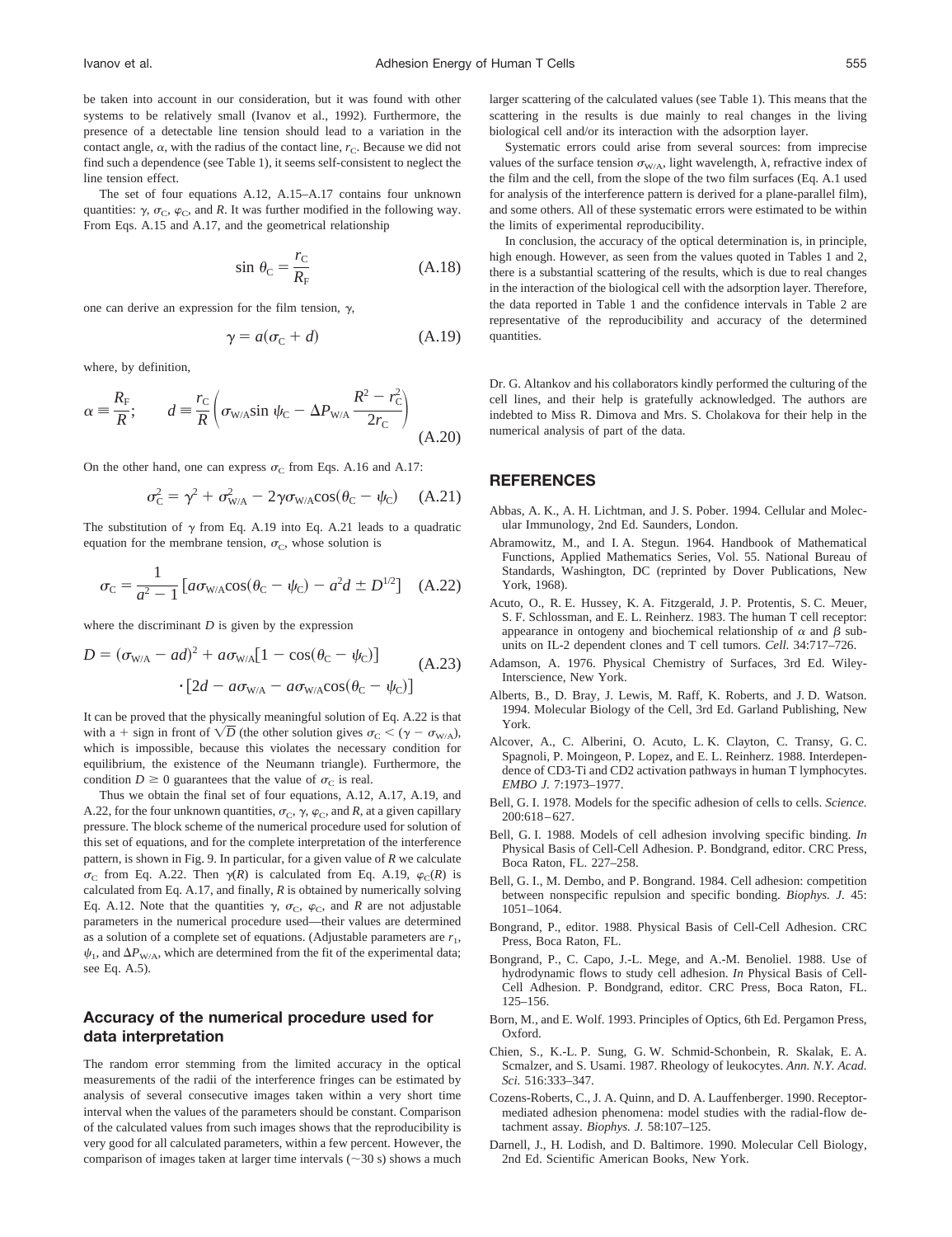be taken into account in our consideration, but it was found with other systems to be relatively small (Ivanov et al., 1992). Furthermore, the presence of a detectable line tension should lead to a variation in the contact angle, $\alpha$, with the radius of the contact line, $r_C$. Because we did not find such a dependence (see Table 1), it seems self-consistent to neglect the line tension effect.

The set of four equations A.12, A.15–A.17 contains four unknown quantities: $\gamma$, $\sigma_C$, $\varphi_C$, and $R$. It was further modified in the following way. From Eqs. A.15 and A.17, and the geometrical relationship

$$\sin \theta_C = \frac{r_C}{R_F} \tag{A.18}$$

one can derive an expression for the film tension, $\gamma$,

$$\gamma = a(\sigma_C + d) \tag{A.19}$$

where, by definition,

$$\alpha \equiv \frac{R_F}{R}; \qquad d \equiv \frac{r_C}{R}\left(\sigma_{W/A}\sin \psi_C - \Delta P_{W/A}\frac{R^2 - r_C^2}{2r_C}\right) \tag{A.20}$$

On the other hand, one can express $\sigma_C$ from Eqs. A.16 and A.17:

$$\sigma_C^2 = \gamma^2 + \sigma_{W/A}^2 - 2\gamma\sigma_{W/A}\cos(\theta_C - \psi_C) \tag{A.21}$$

The substitution of $\gamma$ from Eq. A.19 into Eq. A.21 leads to a quadratic equation for the membrane tension, $\sigma_C$, whose solution is

$$\sigma_C = \frac{1}{a^2 - 1}\left[a\sigma_{W/A}\cos(\theta_C - \psi_C) - a^2 d \pm D^{1/2}\right] \tag{A.22}$$

where the discriminant $D$ is given by the expression

$$D = (\sigma_{W/A} - ad)^2 + a\sigma_{W/A}[1 - \cos(\theta_C - \psi_C)] \cdot [2d - a\sigma_{W/A} - a\sigma_{W/A}\cos(\theta_C - \psi_C)] \tag{A.23}$$

It can be proved that the physically meaningful solution of Eq. A.22 is that with a + sign in front of $\sqrt{D}$ (the other solution gives $\sigma_C < (\gamma - \sigma_{W/A})$, which is impossible, because this violates the necessary condition for equilibrium, the existence of the Neumann triangle). Furthermore, the condition $D \geq 0$ guarantees that the value of $\sigma_C$ is real.

Thus we obtain the final set of four equations, A.12, A.17, A.19, and A.22, for the four unknown quantities, $\sigma_C$, $\gamma$, $\varphi_C$, and $R$, at a given capillary pressure. The block scheme of the numerical procedure used for solution of this set of equations, and for the complete interpretation of the interference pattern, is shown in Fig. 9. In particular, for a given value of $R$ we calculate $\sigma_C$ from Eq. A.22. Then $\gamma(R)$ is calculated from Eq. A.19, $\varphi_C(R)$ is calculated from Eq. A.17, and finally, $R$ is obtained by numerically solving Eq. A.12. Note that the quantities $\gamma$, $\sigma_C$, $\varphi_C$, and $R$ are not adjustable parameters in the numerical procedure used—their values are determined as a solution of a complete set of equations. (Adjustable parameters are $r_1$, $\psi_1$, and $\Delta P_{W/A}$, which are determined from the fit of the experimental data; see Eq. A.5).

## Accuracy of the numerical procedure used for data interpretation

The random error stemming from the limited accuracy in the optical measurements of the radii of the interference fringes can be estimated by analysis of several consecutive images taken within a very short time interval when the values of the parameters should be constant. Comparison of the calculated values from such images shows that the reproducibility is very good for all calculated parameters, within a few percent. However, the comparison of images taken at larger time intervals (~30 s) shows a much larger scattering of the calculated values (see Table 1). This means that the scattering in the results is due mainly to real changes in the living biological cell and/or its interaction with the adsorption layer.

Systematic errors could arise from several sources: from imprecise values of the surface tension $\sigma_{W/A}$, light wavelength, $\lambda$, refractive index of the film and the cell, from the slope of the two film surfaces (Eq. A.1 used for analysis of the interference pattern is derived for a plane-parallel film), and some others. All of these systematic errors were estimated to be within the limits of experimental reproducibility.

In conclusion, the accuracy of the optical determination is, in principle, high enough. However, as seen from the values quoted in Tables 1 and 2, there is a substantial scattering of the results, which is due to real changes in the interaction of the biological cell with the adsorption layer. Therefore, the data reported in Table 1 and the confidence intervals in Table 2 are representative of the reproducibility and accuracy of the determined quantities.

Dr. G. Altankov and his collaborators kindly performed the culturing of the cell lines, and their help is gratefully acknowledged. The authors are indebted to Miss R. Dimova and Mrs. S. Cholakova for their help in the numerical analysis of part of the data.

## REFERENCES

Abbas, A. K., A. H. Lichtman, and J. S. Pober. 1994. Cellular and Molecular Immunology, 2nd Ed. Saunders, London.

Abramowitz, M., and I. A. Stegun. 1964. Handbook of Mathematical Functions, Applied Mathematics Series, Vol. 55. National Bureau of Standards, Washington, DC (reprinted by Dover Publications, New York, 1968).

Acuto, O., R. E. Hussey, K. A. Fitzgerald, J. P. Protentis, S. C. Meuer, S. F. Schlossman, and E. L. Reinherz. 1983. The human T cell receptor: appearance in ontogeny and biochemical relationship of $\alpha$ and $\beta$ subunits on IL-2 dependent clones and T cell tumors. *Cell.* 34:717–726.

Adamson, A. 1976. Physical Chemistry of Surfaces, 3rd Ed. Wiley-Interscience, New York.

Alberts, B., D. Bray, J. Lewis, M. Raff, K. Roberts, and J. D. Watson. 1994. Molecular Biology of the Cell, 3rd Ed. Garland Publishing, New York.

Alcover, A., C. Alberini, O. Acuto, L. K. Clayton, C. Transy, G. C. Spagnoli, P. Moingeon, P. Lopez, and E. L. Reinherz. 1988. Interdependence of CD3-Ti and CD2 activation pathways in human T lymphocytes. *EMBO J.* 7:1973–1977.

Bell, G. I. 1978. Models for the specific adhesion of cells to cells. *Science.* 200:618–627.

Bell, G. I. 1988. Models of cell adhesion involving specific binding. *In* Physical Basis of Cell-Cell Adhesion. P. Bondgrand, editor. CRC Press, Boca Raton, FL. 227–258.

Bell, G. I., M. Dembo, and P. Bongrand. 1984. Cell adhesion: competition between nonspecific repulsion and specific bonding. *Biophys. J.* 45: 1051–1064.

Bongrand, P., editor. 1988. Physical Basis of Cell-Cell Adhesion. CRC Press, Boca Raton, FL.

Bongrand, P., C. Capo, J.-L. Mege, and A.-M. Benoliel. 1988. Use of hydrodynamic flows to study cell adhesion. *In* Physical Basis of Cell-Cell Adhesion. P. Bondgrand, editor. CRC Press, Boca Raton, FL. 125–156.

Born, M., and E. Wolf. 1993. Principles of Optics, 6th Ed. Pergamon Press, Oxford.

Chien, S., K.-L. P. Sung, G. W. Schmid-Schonbein, R. Skalak, E. A. Scmalzer, and S. Usami. 1987. Rheology of leukocytes. *Ann. N.Y. Acad. Sci.* 516:333–347.

Cozens-Roberts, C., J. A. Quinn, and D. A. Lauffenberger. 1990. Receptor-mediated adhesion phenomena: model studies with the radial-flow detachment assay. *Biophys. J.* 58:107–125.

Darnell, J., H. Lodish, and D. Baltimore. 1990. Molecular Cell Biology, 2nd Ed. Scientific American Books, New York.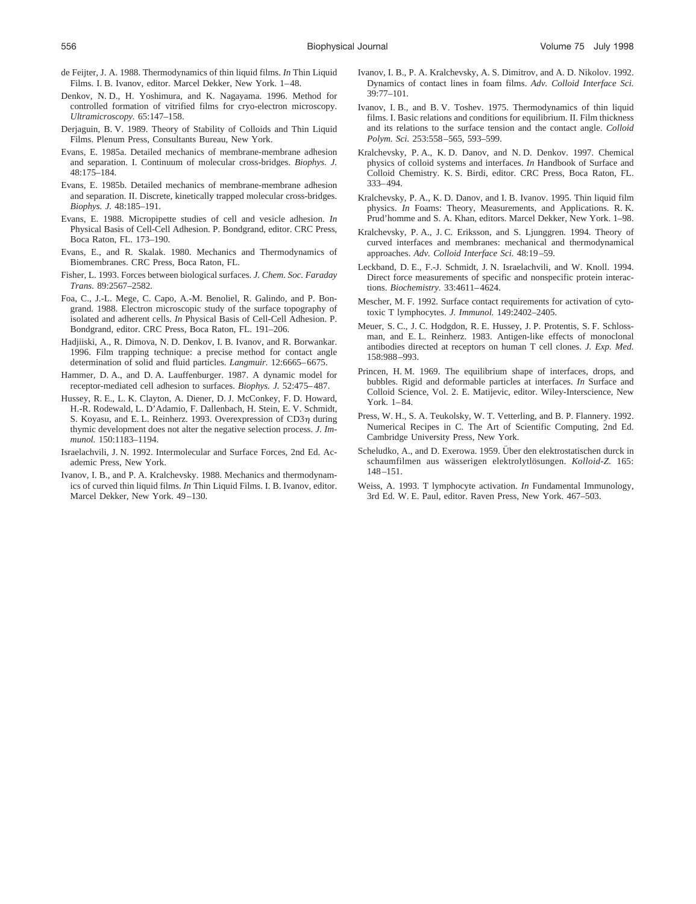de Feijter, J. A. 1988. Thermodynamics of thin liquid films. *In* Thin Liquid Films. I. B. Ivanov, editor. Marcel Dekker, New York. 1–48.

Denkov, N. D., H. Yoshimura, and K. Nagayama. 1996. Method for controlled formation of vitrified films for cryo-electron microscopy. *Ultramicroscopy.* 65:147–158.

Derjaguin, B. V. 1989. Theory of Stability of Colloids and Thin Liquid Films. Plenum Press, Consultants Bureau, New York.

Evans, E. 1985a. Detailed mechanics of membrane-membrane adhesion and separation. I. Continuum of molecular cross-bridges. *Biophys. J.* 48:175–184.

Evans, E. 1985b. Detailed mechanics of membrane-membrane adhesion and separation. II. Discrete, kinetically trapped molecular cross-bridges. *Biophys. J.* 48:185–191.

Evans, E. 1988. Micropipette studies of cell and vesicle adhesion. *In* Physical Basis of Cell-Cell Adhesion. P. Bondgrand, editor. CRC Press, Boca Raton, FL. 173–190.

Evans, E., and R. Skalak. 1980. Mechanics and Thermodynamics of Biomembranes. CRC Press, Boca Raton, FL.

Fisher, L. 1993. Forces between biological surfaces. *J. Chem. Soc. Faraday Trans.* 89:2567–2582.

Foa, C., J.-L. Mege, C. Capo, A.-M. Benoliel, R. Galindo, and P. Bongrand. 1988. Electron microscopic study of the surface topography of isolated and adherent cells. *In* Physical Basis of Cell-Cell Adhesion. P. Bondgrand, editor. CRC Press, Boca Raton, FL. 191–206.

Hadjiiski, A., R. Dimova, N. D. Denkov, I. B. Ivanov, and R. Borwankar. 1996. Film trapping technique: a precise method for contact angle determination of solid and fluid particles. *Langmuir.* 12:6665–6675.

Hammer, D. A., and D. A. Lauffenburger. 1987. A dynamic model for receptor-mediated cell adhesion to surfaces. *Biophys. J.* 52:475–487.

Hussey, R. E., L. K. Clayton, A. Diener, D. J. McConkey, F. D. Howard, H.-R. Rodewald, L. D'Adamio, F. Dallenbach, H. Stein, E. V. Schmidt, S. Koyasu, and E. L. Reinherz. 1993. Overexpression of CD3$\eta$ during thymic development does not alter the negative selection process. *J. Immunol.* 150:1183–1194.

Israelachvili, J. N. 1992. Intermolecular and Surface Forces, 2nd Ed. Academic Press, New York.

Ivanov, I. B., and P. A. Kralchevsky. 1988. Mechanics and thermodynamics of curved thin liquid films. *In* Thin Liquid Films. I. B. Ivanov, editor. Marcel Dekker, New York. 49–130.

Ivanov, I. B., P. A. Kralchevsky, A. S. Dimitrov, and A. D. Nikolov. 1992. Dynamics of contact lines in foam films. *Adv. Colloid Interface Sci.* 39:77–101.

Ivanov, I. B., and B. V. Toshev. 1975. Thermodynamics of thin liquid films. I. Basic relations and conditions for equilibrium. II. Film thickness and its relations to the surface tension and the contact angle. *Colloid Polym. Sci.* 253:558–565, 593–599.

Kralchevsky, P. A., K. D. Danov, and N. D. Denkov. 1997. Chemical physics of colloid systems and interfaces. *In* Handbook of Surface and Colloid Chemistry. K. S. Birdi, editor. CRC Press, Boca Raton, FL. 333–494.

Kralchevsky, P. A., K. D. Danov, and I. B. Ivanov. 1995. Thin liquid film physics. *In* Foams: Theory, Measurements, and Applications. R. K. Prud'homme and S. A. Khan, editors. Marcel Dekker, New York. 1–98.

Kralchevsky, P. A., J. C. Eriksson, and S. Ljunggren. 1994. Theory of curved interfaces and membranes: mechanical and thermodynamical approaches. *Adv. Colloid Interface Sci.* 48:19–59.

Leckband, D. E., F.-J. Schmidt, J. N. Israelachvili, and W. Knoll. 1994. Direct force measurements of specific and nonspecific protein interactions. *Biochemistry.* 33:4611–4624.

Mescher, M. F. 1992. Surface contact requirements for activation of cytotoxic T lymphocytes. *J. Immunol.* 149:2402–2405.

Meuer, S. C., J. C. Hodgdon, R. E. Hussey, J. P. Protentis, S. F. Schlossman, and E. L. Reinherz. 1983. Antigen-like effects of monoclonal antibodies directed at receptors on human T cell clones. *J. Exp. Med.* 158:988–993.

Princen, H. M. 1969. The equilibrium shape of interfaces, drops, and bubbles. Rigid and deformable particles at interfaces. *In* Surface and Colloid Science, Vol. 2. E. Matijevic, editor. Wiley-Interscience, New York. 1–84.

Press, W. H., S. A. Teukolsky, W. T. Vetterling, and B. P. Flannery. 1992. Numerical Recipes in C. The Art of Scientific Computing, 2nd Ed. Cambridge University Press, New York.

Scheludko, A., and D. Exerowa. 1959. Über den elektrostatischen durck in schaumfilmen aus wässerigen elektrolytlösungen. *Kolloid-Z.* 165: 148–151.

Weiss, A. 1993. T lymphocyte activation. *In* Fundamental Immunology, 3rd Ed. W. E. Paul, editor. Raven Press, New York. 467–503.